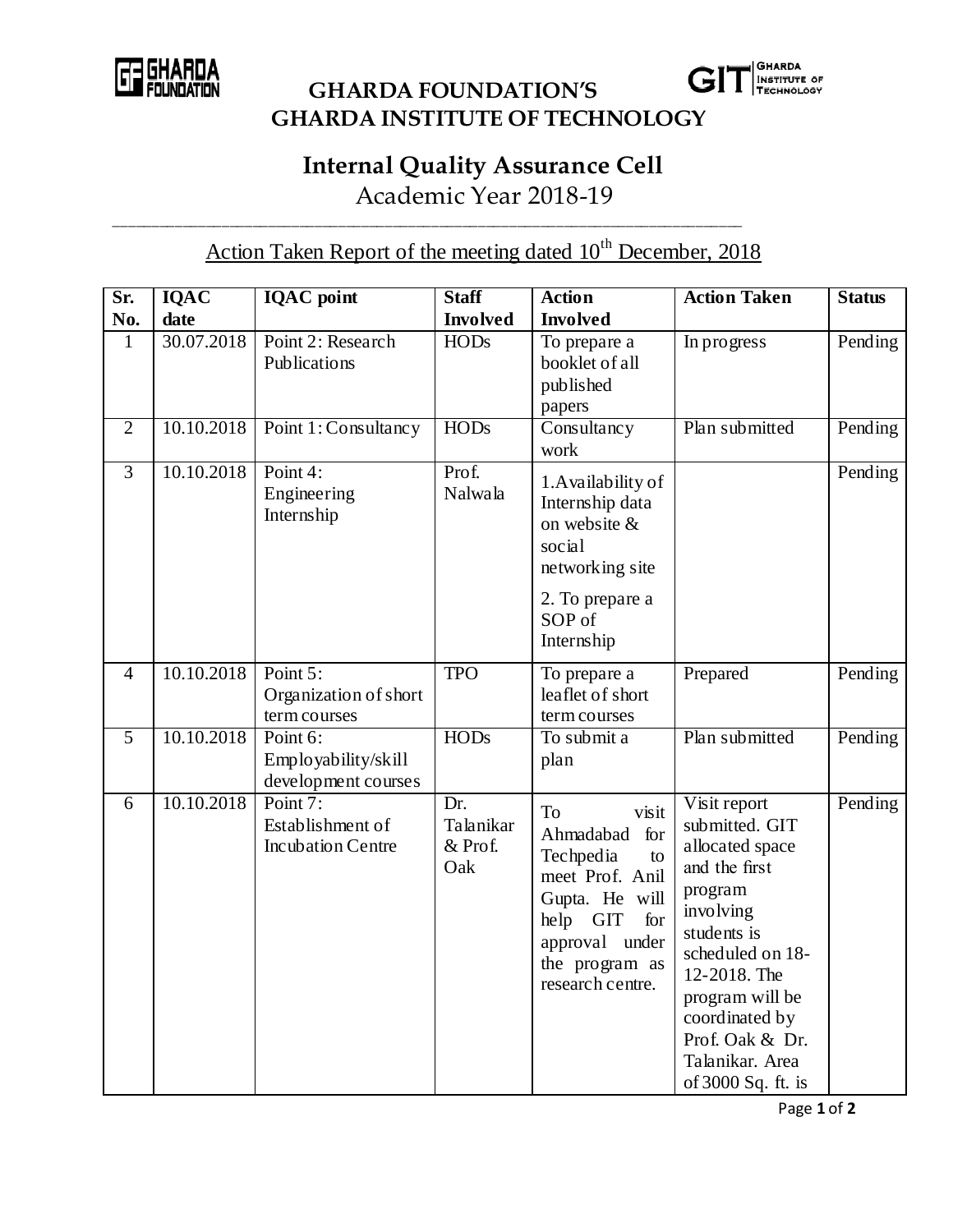# GHARDA FOUNDATION'S
# GHARDA INSTITUTE OF TECHNOLOGY

## Internal Quality Assurance Cell

Academic Year 2018-19

---

### Action Taken Report of the meeting dated 10th December, 2018

| Sr. No. | IQAC date | IQAC point | Staff Involved | Action Involved | Action Taken | Status |
|---|---|---|---|---|---|---|
| 1 | 30.07.2018 | Point 2: Research Publications | HODs | To prepare a booklet of all published papers | In progress | Pending |
| 2 | 10.10.2018 | Point 1: Consultancy | HODs | Consultancy work | Plan submitted | Pending |
| 3 | 10.10.2018 | Point 4: Engineering Internship | Prof. Nalwala | 1.Availability of Internship data on website & social networking site<br>2. To prepare a SOP of Internship | | Pending |
| 4 | 10.10.2018 | Point 5: Organization of short term courses | TPO | To prepare a leaflet of short term courses | Prepared | Pending |
| 5 | 10.10.2018 | Point 6: Employability/skill development courses | HODs | To submit a plan | Plan submitted | Pending |
| 6 | 10.10.2018 | Point 7: Establishment of Incubation Centre | Dr. Talanikar & Prof. Oak | To visit Ahmadabad for Techpedia to meet Prof. Anil Gupta. He will help GIT for approval under the program as research centre. | Visit report submitted. GIT allocated space and the first program involving students is scheduled on 18-12-2018. The program will be coordinated by Prof. Oak & Dr. Talanikar. Area of 3000 Sq. ft. is | Pending |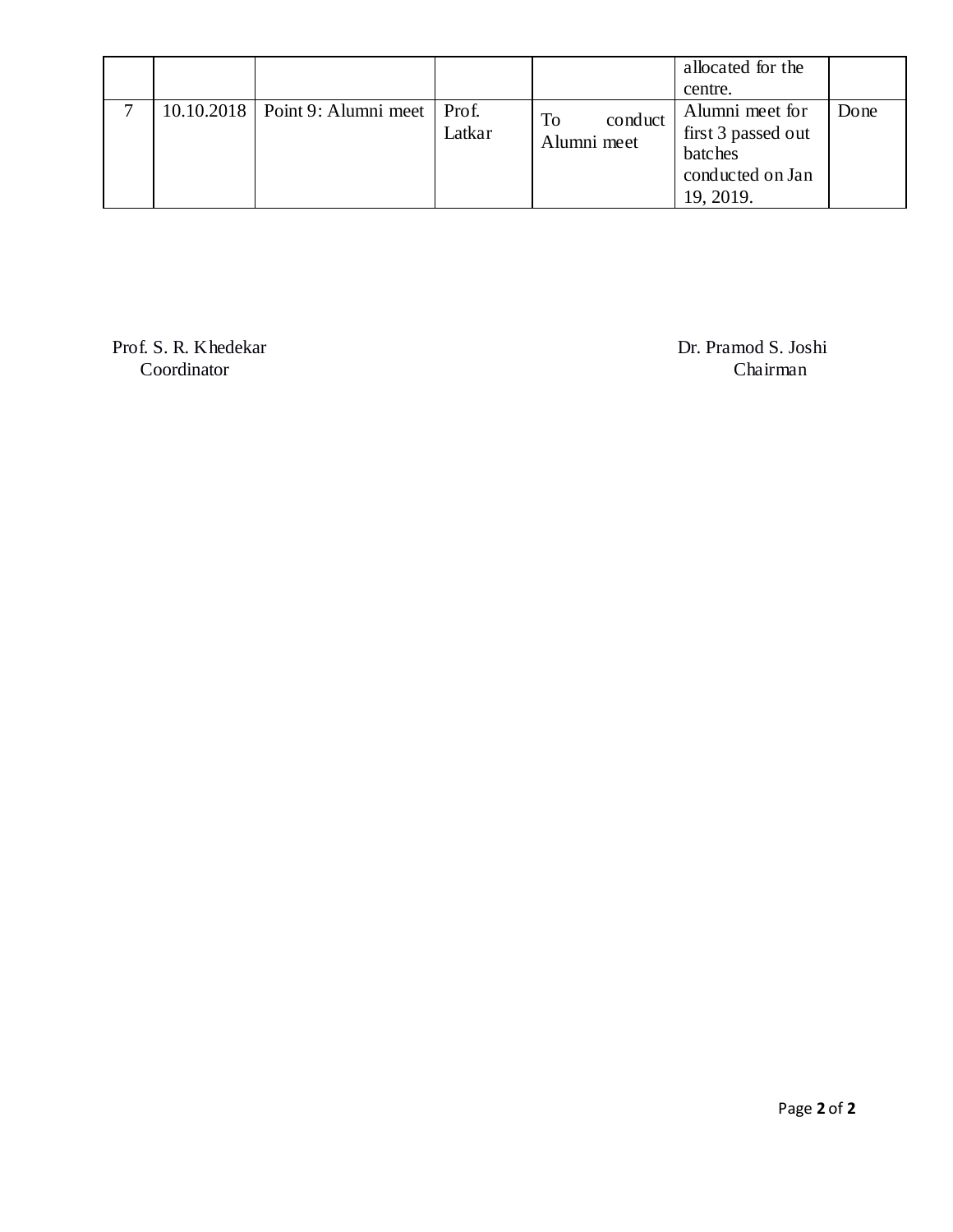| | | | | | | |
|---|---|---|---|---|---|---|
| | | | | | allocated for the centre. | |
| 7 | 10.10.2018 | Point 9: Alumni meet | Prof. Latkar | To conduct Alumni meet | Alumni meet for first 3 passed out batches conducted on Jan 19, 2019. | Done |

Prof. S. R. Khedekar
Coordinator

Dr. Pramod S. Joshi
Chairman